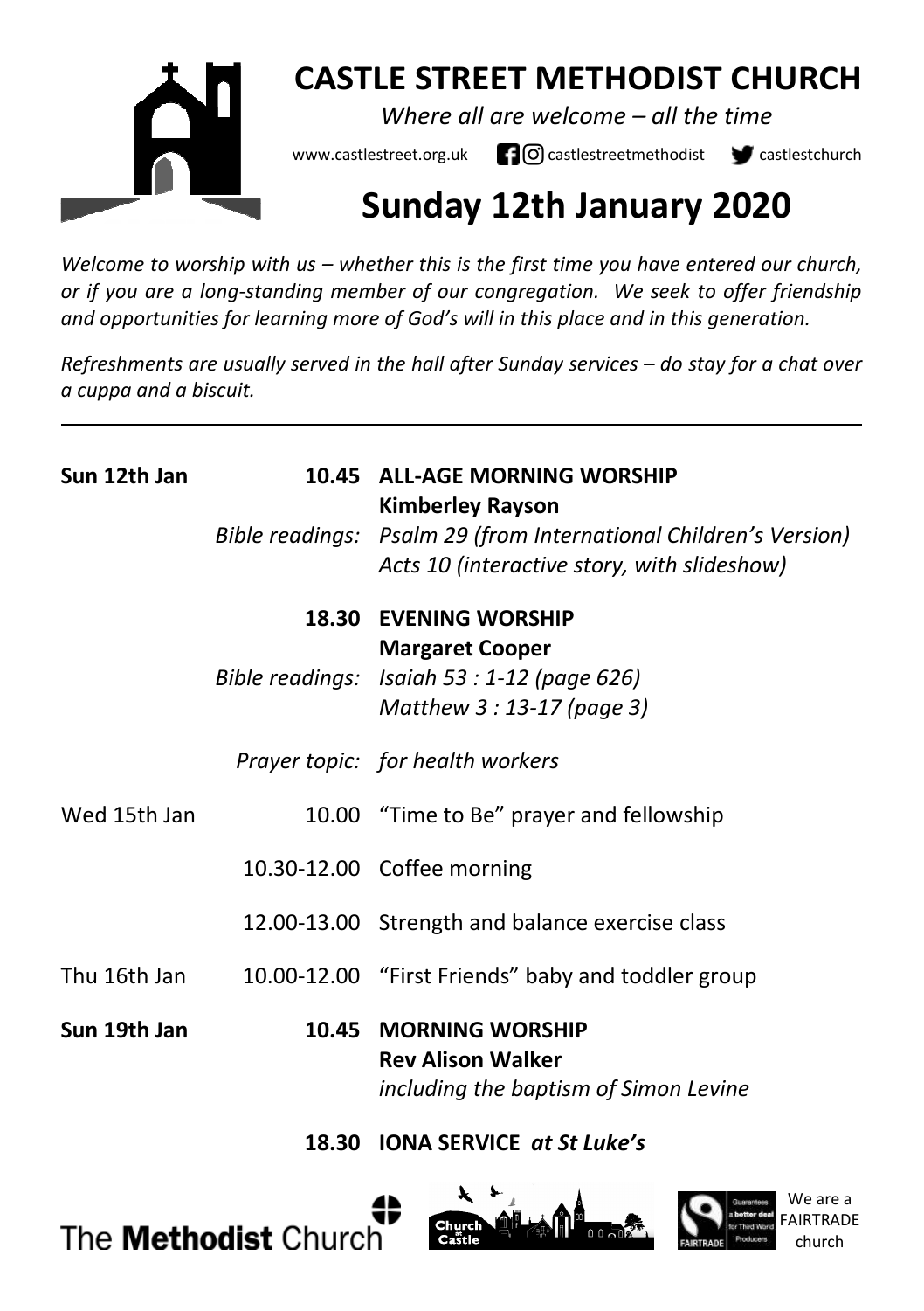# CASTLE STREET METHODIST CHURCH

*Where all are welcome – all the time*

www.castlestreet.org.uk castlestreetmethodist castlestchurch

## Sunday 12th January 2020

*Welcome to worship with us – whether this is the first time you have entered our church, or if you are a long-standing member of our congregation. We seek to offer friendship and opportunities for learning more of God's will in this place and in this generation.*

*Refreshments are usually served in the hall after Sunday services – do stay for a chat over a cuppa and a biscuit.*

---

| | | |
|---|---|---|
| **Sun 12th Jan** | **10.45** | **ALL-AGE MORNING WORSHIP** |
| | | **Kimberley Rayson** |
| | *Bible readings:* | *Psalm 29 (from International Children's Version)* |
| | | *Acts 10 (interactive story, with slideshow)* |
| | **18.30** | **EVENING WORSHIP** |
| | | **Margaret Cooper** |
| | *Bible readings:* | *Isaiah 53 : 1-12 (page 626)* |
| | | *Matthew 3 : 13-17 (page 3)* |
| | *Prayer topic:* | *for health workers* |
| Wed 15th Jan | 10.00 | "Time to Be" prayer and fellowship |
| | 10.30-12.00 | Coffee morning |
| | 12.00-13.00 | Strength and balance exercise class |
| Thu 16th Jan | 10.00-12.00 | "First Friends" baby and toddler group |
| **Sun 19th Jan** | **10.45** | **MORNING WORSHIP** |
| | | **Rev Alison Walker** |
| | | *including the baptism of Simon Levine* |
| | **18.30** | **IONA SERVICE** ***at St Luke's*** |

The Methodist Church

We are a FAIRTRADE church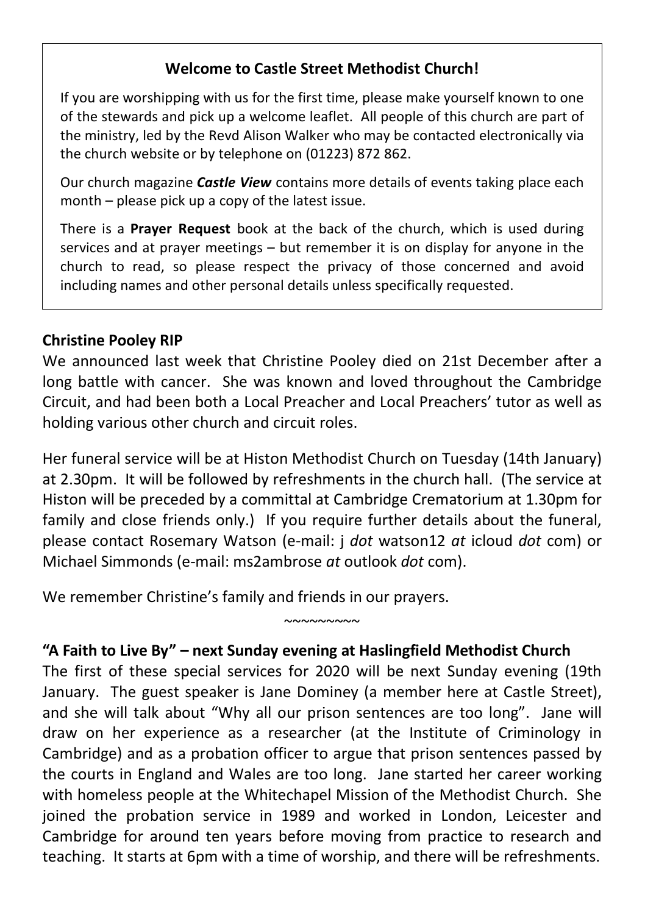## Welcome to Castle Street Methodist Church!

If you are worshipping with us for the first time, please make yourself known to one of the stewards and pick up a welcome leaflet. All people of this church are part of the ministry, led by the Revd Alison Walker who may be contacted electronically via the church website or by telephone on (01223) 872 862.

Our church magazine ***Castle View*** contains more details of events taking place each month – please pick up a copy of the latest issue.

There is a **Prayer Request** book at the back of the church, which is used during services and at prayer meetings – but remember it is on display for anyone in the church to read, so please respect the privacy of those concerned and avoid including names and other personal details unless specifically requested.

**Christine Pooley RIP**

We announced last week that Christine Pooley died on 21st December after a long battle with cancer. She was known and loved throughout the Cambridge Circuit, and had been both a Local Preacher and Local Preachers' tutor as well as holding various other church and circuit roles.

Her funeral service will be at Histon Methodist Church on Tuesday (14th January) at 2.30pm. It will be followed by refreshments in the church hall. (The service at Histon will be preceded by a committal at Cambridge Crematorium at 1.30pm for family and close friends only.) If you require further details about the funeral, please contact Rosemary Watson (e-mail: j *dot* watson12 *at* icloud *dot* com) or Michael Simmonds (e-mail: ms2ambrose *at* outlook *dot* com).

We remember Christine's family and friends in our prayers.

~~~~~~~~~

**"A Faith to Live By" – next Sunday evening at Haslingfield Methodist Church**

The first of these special services for 2020 will be next Sunday evening (19th January. The guest speaker is Jane Dominey (a member here at Castle Street), and she will talk about "Why all our prison sentences are too long". Jane will draw on her experience as a researcher (at the Institute of Criminology in Cambridge) and as a probation officer to argue that prison sentences passed by the courts in England and Wales are too long. Jane started her career working with homeless people at the Whitechapel Mission of the Methodist Church. She joined the probation service in 1989 and worked in London, Leicester and Cambridge for around ten years before moving from practice to research and teaching. It starts at 6pm with a time of worship, and there will be refreshments.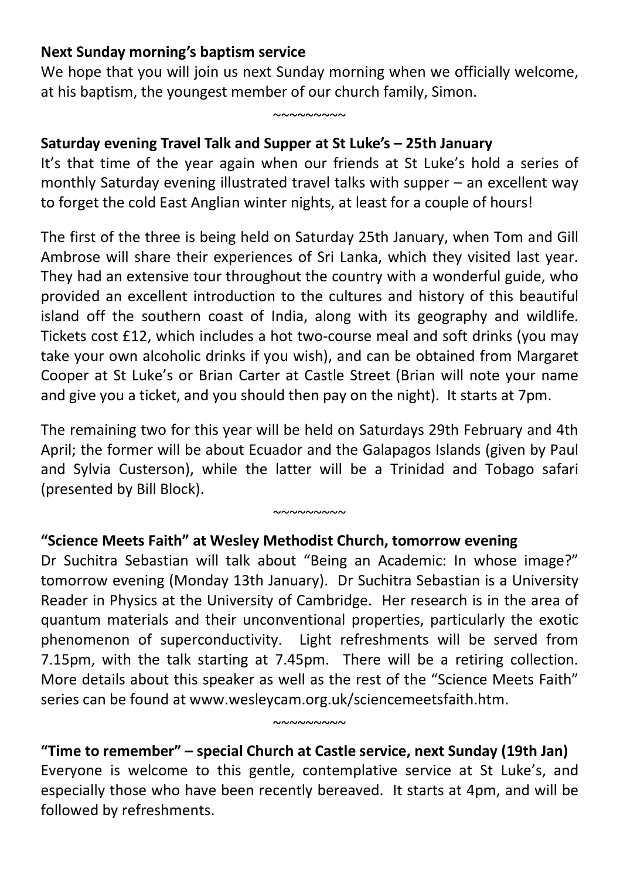**Next Sunday morning's baptism service**

We hope that you will join us next Sunday morning when we officially welcome, at his baptism, the youngest member of our church family, Simon.

~~~~~~~~~

**Saturday evening Travel Talk and Supper at St Luke's – 25th January**

It's that time of the year again when our friends at St Luke's hold a series of monthly Saturday evening illustrated travel talks with supper – an excellent way to forget the cold East Anglian winter nights, at least for a couple of hours!

The first of the three is being held on Saturday 25th January, when Tom and Gill Ambrose will share their experiences of Sri Lanka, which they visited last year. They had an extensive tour throughout the country with a wonderful guide, who provided an excellent introduction to the cultures and history of this beautiful island off the southern coast of India, along with its geography and wildlife. Tickets cost £12, which includes a hot two-course meal and soft drinks (you may take your own alcoholic drinks if you wish), and can be obtained from Margaret Cooper at St Luke's or Brian Carter at Castle Street (Brian will note your name and give you a ticket, and you should then pay on the night). It starts at 7pm.

The remaining two for this year will be held on Saturdays 29th February and 4th April; the former will be about Ecuador and the Galapagos Islands (given by Paul and Sylvia Custerson), while the latter will be a Trinidad and Tobago safari (presented by Bill Block).

~~~~~~~~~

**"Science Meets Faith" at Wesley Methodist Church, tomorrow evening**

Dr Suchitra Sebastian will talk about "Being an Academic: In whose image?" tomorrow evening (Monday 13th January). Dr Suchitra Sebastian is a University Reader in Physics at the University of Cambridge. Her research is in the area of quantum materials and their unconventional properties, particularly the exotic phenomenon of superconductivity. Light refreshments will be served from 7.15pm, with the talk starting at 7.45pm. There will be a retiring collection. More details about this speaker as well as the rest of the "Science Meets Faith" series can be found at www.wesleycam.org.uk/sciencemeetsfaith.htm.

~~~~~~~~~

**"Time to remember" – special Church at Castle service, next Sunday (19th Jan)**

Everyone is welcome to this gentle, contemplative service at St Luke's, and especially those who have been recently bereaved. It starts at 4pm, and will be followed by refreshments.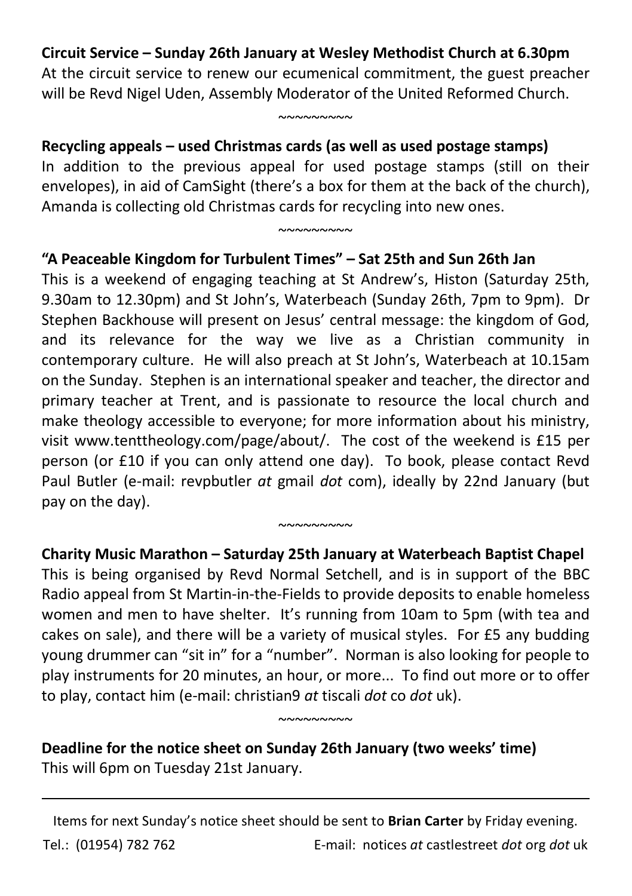**Circuit Service – Sunday 26th January at Wesley Methodist Church at 6.30pm**
At the circuit service to renew our ecumenical commitment, the guest preacher will be Revd Nigel Uden, Assembly Moderator of the United Reformed Church.

~~~~~~~~~

**Recycling appeals – used Christmas cards (as well as used postage stamps)**
In addition to the previous appeal for used postage stamps (still on their envelopes), in aid of CamSight (there's a box for them at the back of the church), Amanda is collecting old Christmas cards for recycling into new ones.

~~~~~~~~~

**"A Peaceable Kingdom for Turbulent Times" – Sat 25th and Sun 26th Jan**
This is a weekend of engaging teaching at St Andrew's, Histon (Saturday 25th, 9.30am to 12.30pm) and St John's, Waterbeach (Sunday 26th, 7pm to 9pm). Dr Stephen Backhouse will present on Jesus' central message: the kingdom of God, and its relevance for the way we live as a Christian community in contemporary culture. He will also preach at St John's, Waterbeach at 10.15am on the Sunday. Stephen is an international speaker and teacher, the director and primary teacher at Trent, and is passionate to resource the local church and make theology accessible to everyone; for more information about his ministry, visit www.tenttheology.com/page/about/. The cost of the weekend is £15 per person (or £10 if you can only attend one day). To book, please contact Revd Paul Butler (e-mail: revpbutler *at* gmail *dot* com), ideally by 22nd January (but pay on the day).

~~~~~~~~~

**Charity Music Marathon – Saturday 25th January at Waterbeach Baptist Chapel**
This is being organised by Revd Normal Setchell, and is in support of the BBC Radio appeal from St Martin-in-the-Fields to provide deposits to enable homeless women and men to have shelter. It's running from 10am to 5pm (with tea and cakes on sale), and there will be a variety of musical styles. For £5 any budding young drummer can "sit in" for a "number". Norman is also looking for people to play instruments for 20 minutes, an hour, or more... To find out more or to offer to play, contact him (e-mail: christian9 *at* tiscali *dot* co *dot* uk).

~~~~~~~~~

**Deadline for the notice sheet on Sunday 26th January (two weeks' time)**
This will 6pm on Tuesday 21st January.

---

Items for next Sunday's notice sheet should be sent to **Brian Carter** by Friday evening.
Tel.: (01954) 782 762 E-mail: notices *at* castlestreet *dot* org *dot* uk